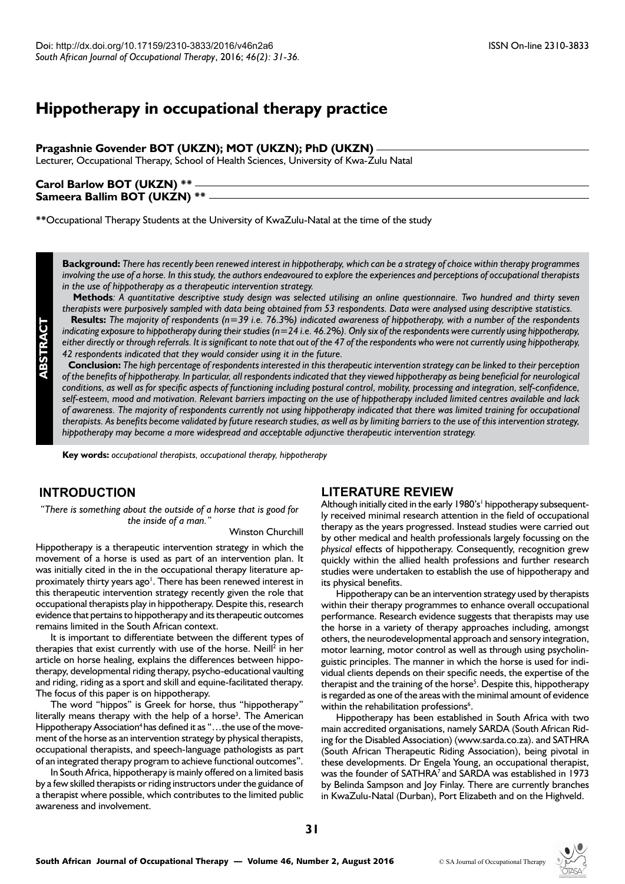# Hippotherapy in occupational therapy practice

**Pragashnie Govender BOT (UKZN); MOT (UKZN); PhD (UKZN)**
Lecturer, Occupational Therapy, School of Health Sciences, University of Kwa-Zulu Natal

**Carol Barlow BOT (UKZN) \*\***
**Sameera Ballim BOT (UKZN) \*\***

\*\*Occupational Therapy Students at the University of KwaZulu-Natal at the time of the study

## ABSTRACT

**Background:** *There has recently been renewed interest in hippotherapy, which can be a strategy of choice within therapy programmes involving the use of a horse. In this study, the authors endeavoured to explore the experiences and perceptions of occupational therapists in the use of hippotherapy as a therapeutic intervention strategy.*

**Methods**: *A quantitative descriptive study design was selected utilising an online questionnaire. Two hundred and thirty seven therapists were purposively sampled with data being obtained from 53 respondents. Data were analysed using descriptive statistics.*

**Results:** *The majority of respondents (n=39 i.e. 76.3%) indicated awareness of hippotherapy, with a number of the respondents indicating exposure to hippotherapy during their studies (n=24 i.e. 46.2%). Only six of the respondents were currently using hippotherapy, either directly or through referrals. It is significant to note that out of the 47 of the respondents who were not currently using hippotherapy, 42 respondents indicated that they would consider using it in the future.*

**Conclusion:** *The high percentage of respondents interested in this therapeutic intervention strategy can be linked to their perception of the benefits of hippotherapy. In particular, all respondents indicated that they viewed hippotherapy as being beneficial for neurological conditions, as well as for specific aspects of functioning including postural control, mobility, processing and integration, self-confidence, self-esteem, mood and motivation. Relevant barriers impacting on the use of hippotherapy included limited centres available and lack of awareness. The majority of respondents currently not using hippotherapy indicated that there was limited training for occupational therapists. As benefits become validated by future research studies, as well as by limiting barriers to the use of this intervention strategy, hippotherapy may become a more widespread and acceptable adjunctive therapeutic intervention strategy.*

**Key words:** *occupational therapists, occupational therapy, hippotherapy*

## INTRODUCTION

*"There is something about the outside of a horse that is good for the inside of a man."*

Winston Churchill

Hippotherapy is a therapeutic intervention strategy in which the movement of a horse is used as part of an intervention plan. It was initially cited in the in the occupational therapy literature approximately thirty years ago[1]. There has been renewed interest in this therapeutic intervention strategy recently given the role that occupational therapists play in hippotherapy. Despite this, research evidence that pertains to hippotherapy and its therapeutic outcomes remains limited in the South African context.

It is important to differentiate between the different types of therapies that exist currently with use of the horse. Neill[2] in her article on horse healing, explains the differences between hippotherapy, developmental riding therapy, psycho-educational vaulting and riding, riding as a sport and skill and equine-facilitated therapy. The focus of this paper is on hippotherapy.

The word "hippos" is Greek for horse, thus "hippotherapy" literally means therapy with the help of a horse[3]. The American Hippotherapy Association[4] has defined it as "…the use of the movement of the horse as an intervention strategy by physical therapists, occupational therapists, and speech-language pathologists as part of an integrated therapy program to achieve functional outcomes".

In South Africa, hippotherapy is mainly offered on a limited basis by a few skilled therapists or riding instructors under the guidance of a therapist where possible, which contributes to the limited public awareness and involvement.

## LITERATURE REVIEW

Although initially cited in the early 1980's[1] hippotherapy subsequently received minimal research attention in the field of occupational therapy as the years progressed. Instead studies were carried out by other medical and health professionals largely focussing on the *physical* effects of hippotherapy. Consequently, recognition grew quickly within the allied health professions and further research studies were undertaken to establish the use of hippotherapy and its physical benefits.

Hippotherapy can be an intervention strategy used by therapists within their therapy programmes to enhance overall occupational performance. Research evidence suggests that therapists may use the horse in a variety of therapy approaches including, amongst others, the neurodevelopmental approach and sensory integration, motor learning, motor control as well as through using psycholinguistic principles. The manner in which the horse is used for individual clients depends on their specific needs, the expertise of the therapist and the training of the horse[5]. Despite this, hippotherapy is regarded as one of the areas with the minimal amount of evidence within the rehabilitation professions[6].

Hippotherapy has been established in South Africa with two main accredited organisations, namely SARDA (South African Riding for the Disabled Association) (www.sarda.co.za). and SATHRA (South African Therapeutic Riding Association), being pivotal in these developments. Dr Engela Young, an occupational therapist, was the founder of SATHRA[7] and SARDA was established in 1973 by Belinda Sampson and Joy Finlay. There are currently branches in KwaZulu-Natal (Durban), Port Elizabeth and on the Highveld.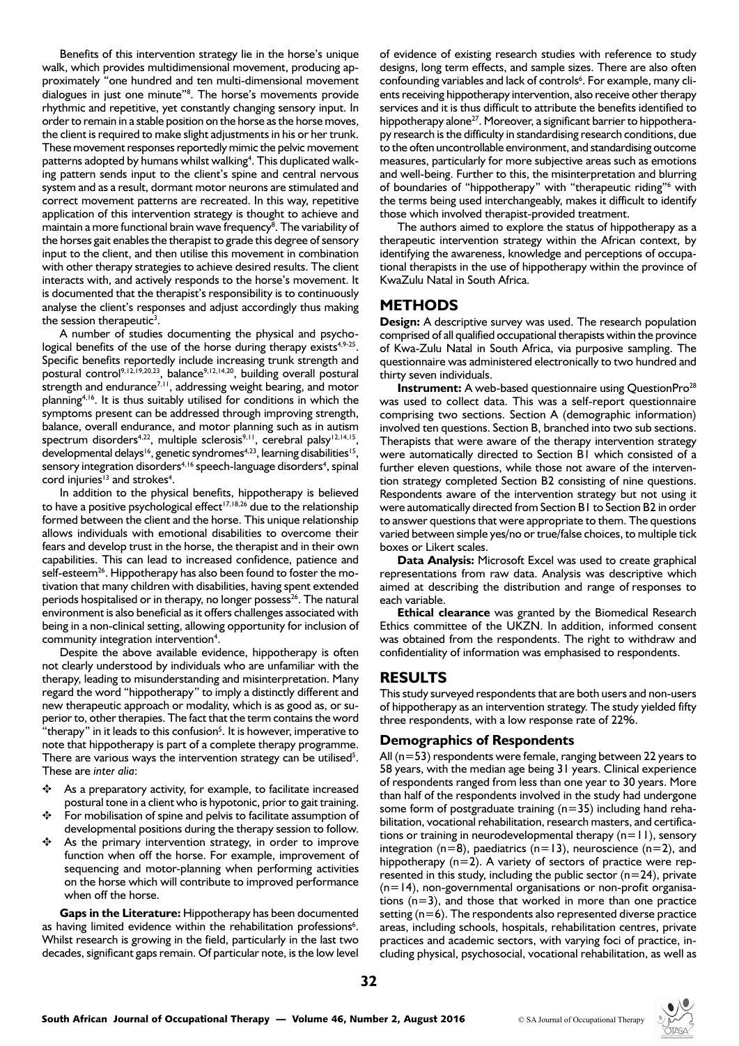Benefits of this intervention strategy lie in the horse's unique walk, which provides multidimensional movement, producing approximately "one hundred and ten multi-dimensional movement dialogues in just one minute"[8]. The horse's movements provide rhythmic and repetitive, yet constantly changing sensory input. In order to remain in a stable position on the horse as the horse moves, the client is required to make slight adjustments in his or her trunk. These movement responses reportedly mimic the pelvic movement patterns adopted by humans whilst walking[4]. This duplicated walking pattern sends input to the client's spine and central nervous system and as a result, dormant motor neurons are stimulated and correct movement patterns are recreated. In this way, repetitive application of this intervention strategy is thought to achieve and maintain a more functional brain wave frequency[8]. The variability of the horses gait enables the therapist to grade this degree of sensory input to the client, and then utilise this movement in combination with other therapy strategies to achieve desired results. The client interacts with, and actively responds to the horse's movement. It is documented that the therapist's responsibility is to continuously analyse the client's responses and adjust accordingly thus making the session therapeutic[3].

A number of studies documenting the physical and psychological benefits of the use of the horse during therapy exists[4,9-25]. Specific benefits reportedly include increasing trunk strength and postural control[9,12,19,20,23], balance[9,12,14,20], building overall postural strength and endurance[7,11], addressing weight bearing, and motor planning[4,16]. It is thus suitably utilised for conditions in which the symptoms present can be addressed through improving strength, balance, overall endurance, and motor planning such as in autism spectrum disorders[4,22], multiple sclerosis[9,11], cerebral palsy[12,14,15], developmental delays[16], genetic syndromes[4,23], learning disabilities[15], sensory integration disorders[4,16] speech-language disorders[4], spinal cord injuries[13] and strokes[4].

In addition to the physical benefits, hippotherapy is believed to have a positive psychological effect[17,18,26] due to the relationship formed between the client and the horse. This unique relationship allows individuals with emotional disabilities to overcome their fears and develop trust in the horse, the therapist and in their own capabilities. This can lead to increased confidence, patience and self-esteem[26]. Hippotherapy has also been found to foster the motivation that many children with disabilities, having spent extended periods hospitalised or in therapy, no longer possess[26]. The natural environment is also beneficial as it offers challenges associated with being in a non-clinical setting, allowing opportunity for inclusion of community integration intervention[4].

Despite the above available evidence, hippotherapy is often not clearly understood by individuals who are unfamiliar with the therapy, leading to misunderstanding and misinterpretation. Many regard the word "hippotherapy" to imply a distinctly different and new therapeutic approach or modality, which is as good as, or superior to, other therapies. The fact that the term contains the word "therapy" in it leads to this confusion[5]. It is however, imperative to note that hippotherapy is part of a complete therapy programme. There are various ways the intervention strategy can be utilised[5]. These are *inter alia*:

- As a preparatory activity, for example, to facilitate increased postural tone in a client who is hypotonic, prior to gait training.
- For mobilisation of spine and pelvis to facilitate assumption of developmental positions during the therapy session to follow.
- As the primary intervention strategy, in order to improve function when off the horse. For example, improvement of sequencing and motor-planning when performing activities on the horse which will contribute to improved performance when off the horse.

**Gaps in the Literature:** Hippotherapy has been documented as having limited evidence within the rehabilitation professions[6]. Whilst research is growing in the field, particularly in the last two decades, significant gaps remain. Of particular note, is the low level of evidence of existing research studies with reference to study designs, long term effects, and sample sizes. There are also often confounding variables and lack of controls[6]. For example, many clients receiving hippotherapy intervention, also receive other therapy services and it is thus difficult to attribute the benefits identified to hippotherapy alone[27]. Moreover, a significant barrier to hippotherapy research is the difficulty in standardising research conditions, due to the often uncontrollable environment, and standardising outcome measures, particularly for more subjective areas such as emotions and well-being. Further to this, the misinterpretation and blurring of boundaries of "hippotherapy" with "therapeutic riding"[6] with the terms being used interchangeably, makes it difficult to identify those which involved therapist-provided treatment.

The authors aimed to explore the status of hippotherapy as a therapeutic intervention strategy within the African context, by identifying the awareness, knowledge and perceptions of occupational therapists in the use of hippotherapy within the province of KwaZulu Natal in South Africa.

## METHODS

**Design:** A descriptive survey was used. The research population comprised of all qualified occupational therapists within the province of Kwa-Zulu Natal in South Africa, via purposive sampling. The questionnaire was administered electronically to two hundred and thirty seven individuals.

**Instrument:** A web-based questionnaire using QuestionPro[28] was used to collect data. This was a self-report questionnaire comprising two sections. Section A (demographic information) involved ten questions. Section B, branched into two sub sections. Therapists that were aware of the therapy intervention strategy were automatically directed to Section B1 which consisted of a further eleven questions, while those not aware of the intervention strategy completed Section B2 consisting of nine questions. Respondents aware of the intervention strategy but not using it were automatically directed from Section B1 to Section B2 in order to answer questions that were appropriate to them. The questions varied between simple yes/no or true/false choices, to multiple tick boxes or Likert scales.

**Data Analysis:** Microsoft Excel was used to create graphical representations from raw data. Analysis was descriptive which aimed at describing the distribution and range of responses to each variable.

**Ethical clearance** was granted by the Biomedical Research Ethics committee of the UKZN. In addition, informed consent was obtained from the respondents. The right to withdraw and confidentiality of information was emphasised to respondents.

## RESULTS

This study surveyed respondents that are both users and non-users of hippotherapy as an intervention strategy. The study yielded fifty three respondents, with a low response rate of 22%.

### Demographics of Respondents

All (n=53) respondents were female, ranging between 22 years to 58 years, with the median age being 31 years. Clinical experience of respondents ranged from less than one year to 30 years. More than half of the respondents involved in the study had undergone some form of postgraduate training (n=35) including hand rehabilitation, vocational rehabilitation, research masters, and certifications or training in neurodevelopmental therapy (n=11), sensory integration (n=8), paediatrics (n=13), neuroscience (n=2), and hippotherapy (n=2). A variety of sectors of practice were represented in this study, including the public sector (n=24), private (n=14), non-governmental organisations or non-profit organisations (n=3), and those that worked in more than one practice setting (n=6). The respondents also represented diverse practice areas, including schools, hospitals, rehabilitation centres, private practices and academic sectors, with varying foci of practice, including physical, psychosocial, vocational rehabilitation, as well as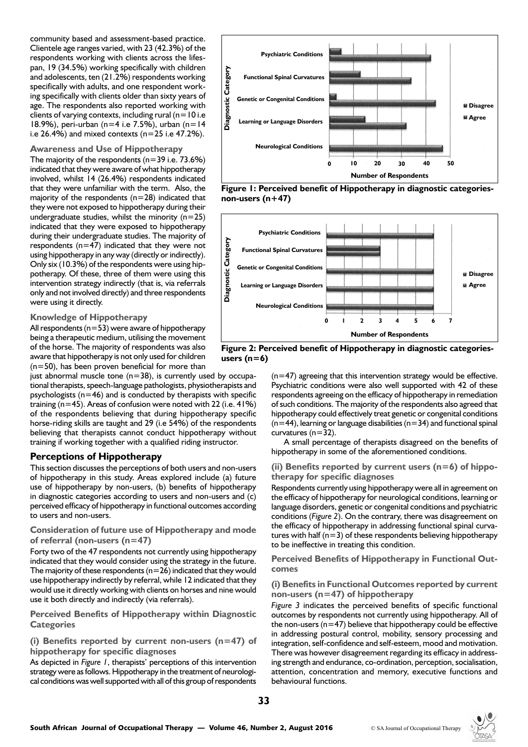community based and assessment-based practice. Clientele age ranges varied, with 23 (42.3%) of the respondents working with clients across the lifespan, 19 (34.5%) working specifically with children and adolescents, ten (21.2%) respondents working specifically with adults, and one respondent working specifically with clients older than sixty years of age. The respondents also reported working with clients of varying contexts, including rural (n=10 i.e 18.9%), peri-urban (n=4 i.e 7.5%), urban (n=14 i.e 26.4%) and mixed contexts (n=25 i.e 47.2%).

### Awareness and Use of Hippotherapy

The majority of the respondents (n=39 i.e. 73.6%) indicated that they were aware of what hippotherapy involved, whilst 14 (26.4%) respondents indicated that they were unfamiliar with the term. Also, the majority of the respondents (n=28) indicated that they were not exposed to hippotherapy during their undergraduate studies, whilst the minority (n=25) indicated that they were exposed to hippotherapy during their undergraduate studies. The majority of respondents (n=47) indicated that they were not using hippotherapy in any way (directly or indirectly). Only six (10.3%) of the respondents were using hippotherapy. Of these, three of them were using this intervention strategy indirectly (that is, via referrals only and not involved directly) and three respondents were using it directly.

### Knowledge of Hippotherapy

All respondents (n=53) were aware of hippotherapy being a therapeutic medium, utilising the movement of the horse. The majority of respondents was also aware that hippotherapy is not only used for children (n=50), has been proven beneficial for more than just abnormal muscle tone (n=38), is currently used by occupational therapists, speech-language pathologists, physiotherapists and psychologists (n=46) and is conducted by therapists with specific training (n=45). Areas of confusion were noted with 22 (i.e. 41%) of the respondents believing that during hippotherapy specific horse-riding skills are taught and 29 (i.e 54%) of the respondents believing that therapists cannot conduct hippotherapy without training if working together with a qualified riding instructor.

## Perceptions of Hippotherapy

This section discusses the perceptions of both users and non-users of hippotherapy in this study. Areas explored include (a) future use of hippotherapy by non-users, (b) benefits of hippotherapy in diagnostic categories according to users and non-users and (c) perceived efficacy of hippotherapy in functional outcomes according to users and non-users.

### Consideration of future use of Hippotherapy and mode of referral (non-users (n=47)

Forty two of the 47 respondents not currently using hippotherapy indicated that they would consider using the strategy in the future. The majority of these respondents (n=26) indicated that they would use hippotherapy indirectly by referral, while 12 indicated that they would use it directly working with clients on horses and nine would use it both directly and indirectly (via referrals).

### Perceived Benefits of Hippotherapy within Diagnostic Categories

#### (i) Benefits reported by current non-users (n=47) of hippotherapy for specific diagnoses

As depicted in *Figure 1*, therapists' perceptions of this intervention strategy were as follows. Hippotherapy in the treatment of neurological conditions was well supported with all of this group of respondents (n=47) agreeing that this intervention strategy would be effective. Psychiatric conditions were also well supported with 42 of these respondents agreeing on the efficacy of hippotherapy in remediation of such conditions. The majority of the respondents also agreed that hippotherapy could effectively treat genetic or congenital conditions (n=44), learning or language disabilities (n=34) and functional spinal curvatures (n=32).

A small percentage of therapists disagreed on the benefits of hippotherapy in some of the aforementioned conditions.

**Figure 1: Perceived benefit of Hippotherapy in diagnostic categories-non-users (n+47)**

**Figure 2: Perceived benefit of Hippotherapy in diagnostic categories-users (n=6)**

#### (ii) Benefits reported by current users (n=6) of hippotherapy for specific diagnoses

Respondents currently using hippotherapy were all in agreement on the efficacy of hippotherapy for neurological conditions, learning or language disorders, genetic or congenital conditions and psychiatric conditions (*Figure 2*). On the contrary, there was disagreement on the efficacy of hippotherapy in addressing functional spinal curvatures with half (n=3) of these respondents believing hippotherapy to be ineffective in treating this condition.

### Perceived Benefits of Hippotherapy in Functional Outcomes

#### (i) Benefits in Functional Outcomes reported by current non-users (n=47) of hippotherapy

*Figure 3* indicates the perceived benefits of specific functional outcomes by respondents not currently using hippotherapy. All of the non-users (n=47) believe that hippotherapy could be effective in addressing postural control, mobility, sensory processing and integration, self-confidence and self-esteem, mood and motivation. There was however disagreement regarding its efficacy in addressing strength and endurance, co-ordination, perception, socialisation, attention, concentration and memory, executive functions and behavioural functions.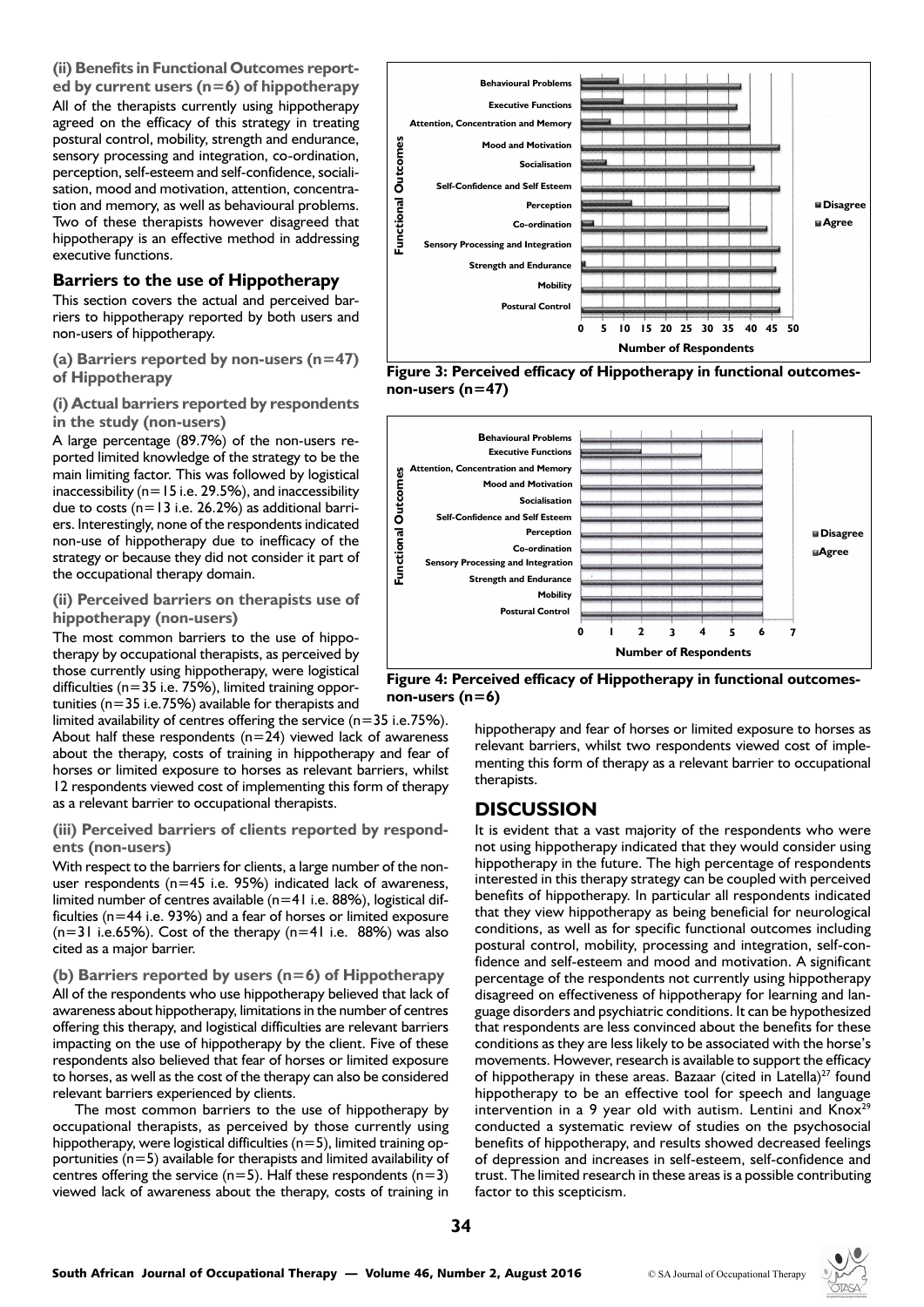**(ii) Benefits in Functional Outcomes reported by current users (n=6) of hippotherapy**

All of the therapists currently using hippotherapy agreed on the efficacy of this strategy in treating postural control, mobility, strength and endurance, sensory processing and integration, co-ordination, perception, self-esteem and self-confidence, socialisation, mood and motivation, attention, concentration and memory, as well as behavioural problems. Two of these therapists however disagreed that hippotherapy is an effective method in addressing executive functions.

## Barriers to the use of Hippotherapy

This section covers the actual and perceived barriers to hippotherapy reported by both users and non-users of hippotherapy.

### (a) Barriers reported by non-users (n=47) of Hippotherapy

**(i) Actual barriers reported by respondents in the study (non-users)**

A large percentage (89.7%) of the non-users reported limited knowledge of the strategy to be the main limiting factor. This was followed by logistical inaccessibility (n=15 i.e. 29.5%), and inaccessibility due to costs (n=13 i.e. 26.2%) as additional barriers. Interestingly, none of the respondents indicated non-use of hippotherapy due to inefficacy of the strategy or because they did not consider it part of the occupational therapy domain.

**(ii) Perceived barriers on therapists use of hippotherapy (non-users)**

The most common barriers to the use of hippotherapy by occupational therapists, as perceived by those currently using hippotherapy, were logistical difficulties (n=35 i.e. 75%), limited training opportunities (n=35 i.e.75%) available for therapists and limited availability of centres offering the service (n=35 i.e.75%). About half these respondents (n=24) viewed lack of awareness about the therapy, costs of training in hippotherapy and fear of horses or limited exposure to horses as relevant barriers, whilst 12 respondents viewed cost of implementing this form of therapy as a relevant barrier to occupational therapists.

**(iii) Perceived barriers of clients reported by respondents (non-users)**

With respect to the barriers for clients, a large number of the non-user respondents (n=45 i.e. 95%) indicated lack of awareness, limited number of centres available (n=41 i.e. 88%), logistical difficulties (n=44 i.e. 93%) and a fear of horses or limited exposure (n=31 i.e.65%). Cost of the therapy (n=41 i.e. 88%) was also cited as a major barrier.

### (b) Barriers reported by users (n=6) of Hippotherapy

All of the respondents who use hippotherapy believed that lack of awareness about hippotherapy, limitations in the number of centres offering this therapy, and logistical difficulties are relevant barriers impacting on the use of hippotherapy by the client. Five of these respondents also believed that fear of horses or limited exposure to horses, as well as the cost of the therapy can also be considered relevant barriers experienced by clients.

The most common barriers to the use of hippotherapy by occupational therapists, as perceived by those currently using hippotherapy, were logistical difficulties (n=5), limited training opportunities (n=5) available for therapists and limited availability of centres offering the service (n=5). Half these respondents (n=3) viewed lack of awareness about the therapy, costs of training in hippotherapy and fear of horses or limited exposure to horses as relevant barriers, whilst two respondents viewed cost of implementing this form of therapy as a relevant barrier to occupational therapists.

**Figure 3: Perceived efficacy of Hippotherapy in functional outcomes-non-users (n=47)**

**Figure 4: Perceived efficacy of Hippotherapy in functional outcomes-non-users (n=6)**

## DISCUSSION

It is evident that a vast majority of the respondents who were not using hippotherapy indicated that they would consider using hippotherapy in the future. The high percentage of respondents interested in this therapy strategy can be coupled with perceived benefits of hippotherapy. In particular all respondents indicated that they view hippotherapy as being beneficial for neurological conditions, as well as for specific functional outcomes including postural control, mobility, processing and integration, self-confidence and self-esteem and mood and motivation. A significant percentage of the respondents not currently using hippotherapy disagreed on effectiveness of hippotherapy for learning and language disorders and psychiatric conditions. It can be hypothesized that respondents are less convinced about the benefits for these conditions as they are less likely to be associated with the horse's movements. However, research is available to support the efficacy of hippotherapy in these areas. Bazaar (cited in Latella)[27] found hippotherapy to be an effective tool for speech and language intervention in a 9 year old with autism. Lentini and Knox[29] conducted a systematic review of studies on the psychosocial benefits of hippotherapy, and results showed decreased feelings of depression and increases in self-esteem, self-confidence and trust. The limited research in these areas is a possible contributing factor to this scepticism.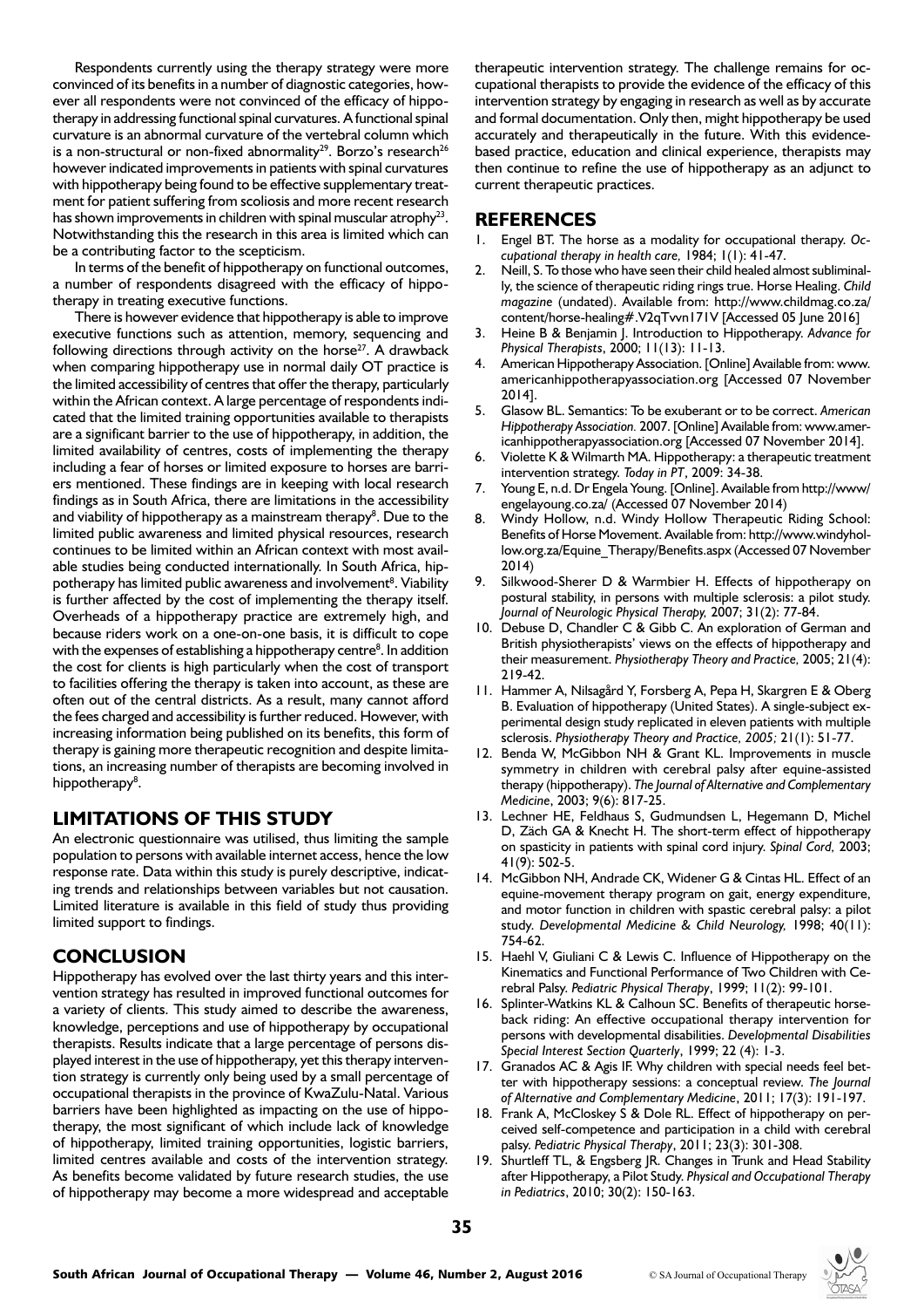Respondents currently using the therapy strategy were more convinced of its benefits in a number of diagnostic categories, however all respondents were not convinced of the efficacy of hippotherapy in addressing functional spinal curvatures. A functional spinal curvature is an abnormal curvature of the vertebral column which is a non-structural or non-fixed abnormality[29]. Borzo's research[26] however indicated improvements in patients with spinal curvatures with hippotherapy being found to be effective supplementary treatment for patient suffering from scoliosis and more recent research has shown improvements in children with spinal muscular atrophy[23]. Notwithstanding this the research in this area is limited which can be a contributing factor to the scepticism.

In terms of the benefit of hippotherapy on functional outcomes, a number of respondents disagreed with the efficacy of hippotherapy in treating executive functions.

There is however evidence that hippotherapy is able to improve executive functions such as attention, memory, sequencing and following directions through activity on the horse[27]. A drawback when comparing hippotherapy use in normal daily OT practice is the limited accessibility of centres that offer the therapy, particularly within the African context. A large percentage of respondents indicated that the limited training opportunities available to therapists are a significant barrier to the use of hippotherapy, in addition, the limited availability of centres, costs of implementing the therapy including a fear of horses or limited exposure to horses are barriers mentioned. These findings are in keeping with local research findings as in South Africa, there are limitations in the accessibility and viability of hippotherapy as a mainstream therapy[8]. Due to the limited public awareness and limited physical resources, research continues to be limited within an African context with most available studies being conducted internationally. In South Africa, hippotherapy has limited public awareness and involvement[8]. Viability is further affected by the cost of implementing the therapy itself. Overheads of a hippotherapy practice are extremely high, and because riders work on a one-on-one basis, it is difficult to cope with the expenses of establishing a hippotherapy centre[8]. In addition the cost for clients is high particularly when the cost of transport to facilities offering the therapy is taken into account, as these are often out of the central districts. As a result, many cannot afford the fees charged and accessibility is further reduced. However, with increasing information being published on its benefits, this form of therapy is gaining more therapeutic recognition and despite limitations, an increasing number of therapists are becoming involved in hippotherapy[8].

## LIMITATIONS OF THIS STUDY

An electronic questionnaire was utilised, thus limiting the sample population to persons with available internet access, hence the low response rate. Data within this study is purely descriptive, indicating trends and relationships between variables but not causation. Limited literature is available in this field of study thus providing limited support to findings.

## CONCLUSION

Hippotherapy has evolved over the last thirty years and this intervention strategy has resulted in improved functional outcomes for a variety of clients. This study aimed to describe the awareness, knowledge, perceptions and use of hippotherapy by occupational therapists. Results indicate that a large percentage of persons displayed interest in the use of hippotherapy, yet this therapy intervention strategy is currently only being used by a small percentage of occupational therapists in the province of KwaZulu-Natal. Various barriers have been highlighted as impacting on the use of hippotherapy, the most significant of which include lack of knowledge of hippotherapy, limited training opportunities, logistic barriers, limited centres available and costs of the intervention strategy. As benefits become validated by future research studies, the use of hippotherapy may become a more widespread and acceptable therapeutic intervention strategy. The challenge remains for occupational therapists to provide the evidence of the efficacy of this intervention strategy by engaging in research as well as by accurate and formal documentation. Only then, might hippotherapy be used accurately and therapeutically in the future. With this evidence-based practice, education and clinical experience, therapists may then continue to refine the use of hippotherapy as an adjunct to current therapeutic practices.

## REFERENCES

1. Engel BT. The horse as a modality for occupational therapy. *Occupational therapy in health care,* 1984; 1(1): 41-47.
2. Neill, S. To those who have seen their child healed almost subliminally, the science of therapeutic riding rings true. Horse Healing. *Child magazine* (undated). Available from: http://www.childmag.co.za/content/horse-healing#.V2qTvvn171V [Accessed 05 June 2016]
3. Heine B & Benjamin J. Introduction to Hippotherapy. *Advance for Physical Therapists*, 2000; 11(13): 11-13.
4. American Hippotherapy Association. [Online] Available from: www.americanhippotherapyassociation.org [Accessed 07 November 2014].
5. Glasow BL. Semantics: To be exuberant or to be correct. *American Hippotherapy Association.* 2007. [Online] Available from: www.americanhippotherapyassociation.org [Accessed 07 November 2014].
6. Violette K & Wilmarth MA. Hippotherapy: a therapeutic treatment intervention strategy. *Today in PT*, 2009: 34-38.
7. Young E, n.d. Dr Engela Young. [Online]. Available from http://www/engelayoung.co.za/ (Accessed 07 November 2014)
8. Windy Hollow, n.d. Windy Hollow Therapeutic Riding School: Benefits of Horse Movement. Available from: http://www.windyhollow.org.za/Equine_Therapy/Benefits.aspx (Accessed 07 November 2014)
9. Silkwood-Sherer D & Warmbier H. Effects of hippotherapy on postural stability, in persons with multiple sclerosis: a pilot study. *Journal of Neurologic Physical Therapy,* 2007; 31(2): 77-84.
10. Debuse D, Chandler C & Gibb C. An exploration of German and British physiotherapists' views on the effects of hippotherapy and their measurement. *Physiotherapy Theory and Practice,* 2005; 21(4): 219-42.
11. Hammer A, Nilsagård Y, Forsberg A, Pepa H, Skargren E & Oberg B. Evaluation of hippotherapy (United States). A single-subject experimental design study replicated in eleven patients with multiple sclerosis. *Physiotherapy Theory and Practice, 2005;* 21(1): 51-77.
12. Benda W, McGibbon NH & Grant KL. Improvements in muscle symmetry in children with cerebral palsy after equine-assisted therapy (hippotherapy). *The Journal of Alternative and Complementary Medicine*, 2003; 9(6): 817-25.
13. Lechner HE, Feldhaus S, Gudmundsen L, Hegemann D, Michel D, Zäch GA & Knecht H. The short-term effect of hippotherapy on spasticity in patients with spinal cord injury. *Spinal Cord,* 2003; 41(9): 502-5.
14. McGibbon NH, Andrade CK, Widener G & Cintas HL. Effect of an equine-movement therapy program on gait, energy expenditure, and motor function in children with spastic cerebral palsy: a pilot study. *Developmental Medicine & Child Neurology,* 1998; 40(11): 754-62.
15. Haehl V, Giuliani C & Lewis C. Influence of Hippotherapy on the Kinematics and Functional Performance of Two Children with Cerebral Palsy. *Pediatric Physical Therapy*, 1999; 11(2): 99-101.
16. Splinter-Watkins KL & Calhoun SC. Benefits of therapeutic horseback riding: An effective occupational therapy intervention for persons with developmental disabilities. *Developmental Disabilities Special Interest Section Quarterly*, 1999; 22 (4): 1-3.
17. Granados AC & Agis IF. Why children with special needs feel better with hippotherapy sessions: a conceptual review. *The Journal of Alternative and Complementary Medicine*, 2011; 17(3): 191-197.
18. Frank A, McCloskey S & Dole RL. Effect of hippotherapy on perceived self-competence and participation in a child with cerebral palsy. *Pediatric Physical Therapy*, 2011; 23(3): 301-308.
19. Shurtleff TL, & Engsberg JR. Changes in Trunk and Head Stability after Hippotherapy, a Pilot Study. *Physical and Occupational Therapy in Pediatrics*, 2010; 30(2): 150-163.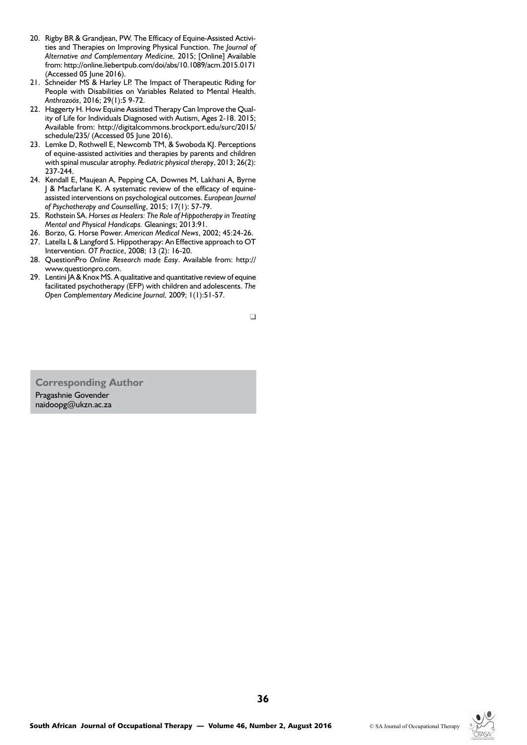20. Rigby BR & Grandjean, PW. The Efficacy of Equine-Assisted Activities and Therapies on Improving Physical Function. *The Journal of Alternative and Complementary Medicine,* 2015; [Online] Available from: http://online.liebertpub.com/doi/abs/10.1089/acm.2015.0171 (Accessed 05 June 2016).
21. Schneider MS & Harley LP. The Impact of Therapeutic Riding for People with Disabilities on Variables Related to Mental Health. *Anthrozoös*, 2016; 29(1):5 9-72.
22. Haggerty H. How Equine Assisted Therapy Can Improve the Quality of Life for Individuals Diagnosed with Autism, Ages 2-18. 2015; Available from: http://digitalcommons.brockport.edu/surc/2015/schedule/235/ (Accessed 05 June 2016).
23. Lemke D, Rothwell E, Newcomb TM, & Swoboda KJ. Perceptions of equine-assisted activities and therapies by parents and children with spinal muscular atrophy. *Pediatric physical therapy*, 2013; 26(2): 237-244.
24. Kendall E, Maujean A, Pepping CA, Downes M, Lakhani A, Byrne J & Macfarlane K. A systematic review of the efficacy of equine-assisted interventions on psychological outcomes. *European Journal of Psychotherapy and Counselling*, 2015; 17(1): 57-79.
25. Rothstein SA. *Horses as Healers: The Role of Hippotherapy in Treating Mental and Physical Handicaps.* Gleanings; 2013:91.
26. Borzo, G. Horse Power. *American Medical News*, 2002; 45:24-26.
27. Latella L & Langford S. Hippotherapy: An Effective approach to OT Intervention*. OT Practice*, 2008; 13 (2): 16-20.
28. QuestionPro *Online Research made Easy*. Available from: http://www.questionpro.com.
29. Lentini JA & Knox MS. A qualitative and quantitative review of equine facilitated psychotherapy (EFP) with children and adolescents. *The Open Complementary Medicine Journal,* 2009; 1(1):51-57.

❑

**Corresponding Author**

Pragashnie Govender
naidoopg@ukzn.ac.za